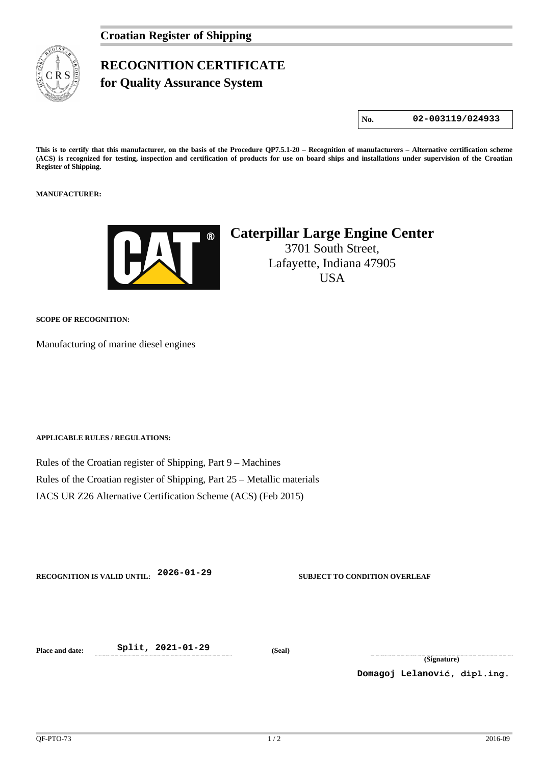**Croatian Register of Shipping**

# RECOGNITION CERTIFICATE
## for Quality Assurance System

| No. | 02-003119/024933 |
|---|---|

**This is to certify that this manufacturer, on the basis of the Procedure QP7.5.1-20 – Recognition of manufacturers – Alternative certification scheme (ACS) is recognized for testing, inspection and certification of products for use on board ships and installations under supervision of the Croatian Register of Shipping.**

**MANUFACTURER:**

**Caterpillar Large Engine Center**
3701 South Street,
Lafayette, Indiana 47905
USA

**SCOPE OF RECOGNITION:**

Manufacturing of marine diesel engines

**APPLICABLE RULES / REGULATIONS:**

Rules of the Croatian register of Shipping, Part 9 – Machines
Rules of the Croatian register of Shipping, Part 25 – Metallic materials
IACS UR Z26 Alternative Certification Scheme (ACS) (Feb 2015)

**RECOGNITION IS VALID UNTIL:** 2026-01-29

**SUBJECT TO CONDITION OVERLEAF**

**Place and date:** Split, 2021-01-29

**(Seal)**

**(Signature)**

Domagoj Lelanović, dipl.ing.

QF-PTO-73 2016-09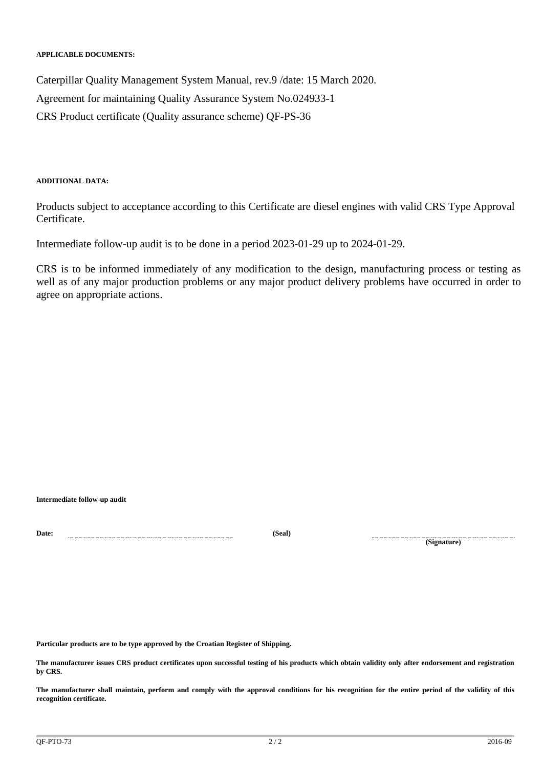**APPLICABLE DOCUMENTS:**

Caterpillar Quality Management System Manual, rev.9 /date: 15 March 2020.

Agreement for maintaining Quality Assurance System No.024933-1

CRS Product certificate (Quality assurance scheme) QF-PS-36

**ADDITIONAL DATA:**

Products subject to acceptance according to this Certificate are diesel engines with valid CRS Type Approval Certificate.

Intermediate follow-up audit is to be done in a period 2023-01-29 up to 2024-01-29.

CRS is to be informed immediately of any modification to the design, manufacturing process or testing as well as of any major production problems or any major product delivery problems have occurred in order to agree on appropriate actions.

**Intermediate follow-up audit**

**Date:** .............................................. **(Seal)** ..............................................

**(Signature)**

**Particular products are to be type approved by the Croatian Register of Shipping.**

**The manufacturer issues CRS product certificates upon successful testing of his products which obtain validity only after endorsement and registration by CRS.**

**The manufacturer shall maintain, perform and comply with the approval conditions for his recognition for the entire period of the validity of this recognition certificate.**

QF-PTO-73 2016-09